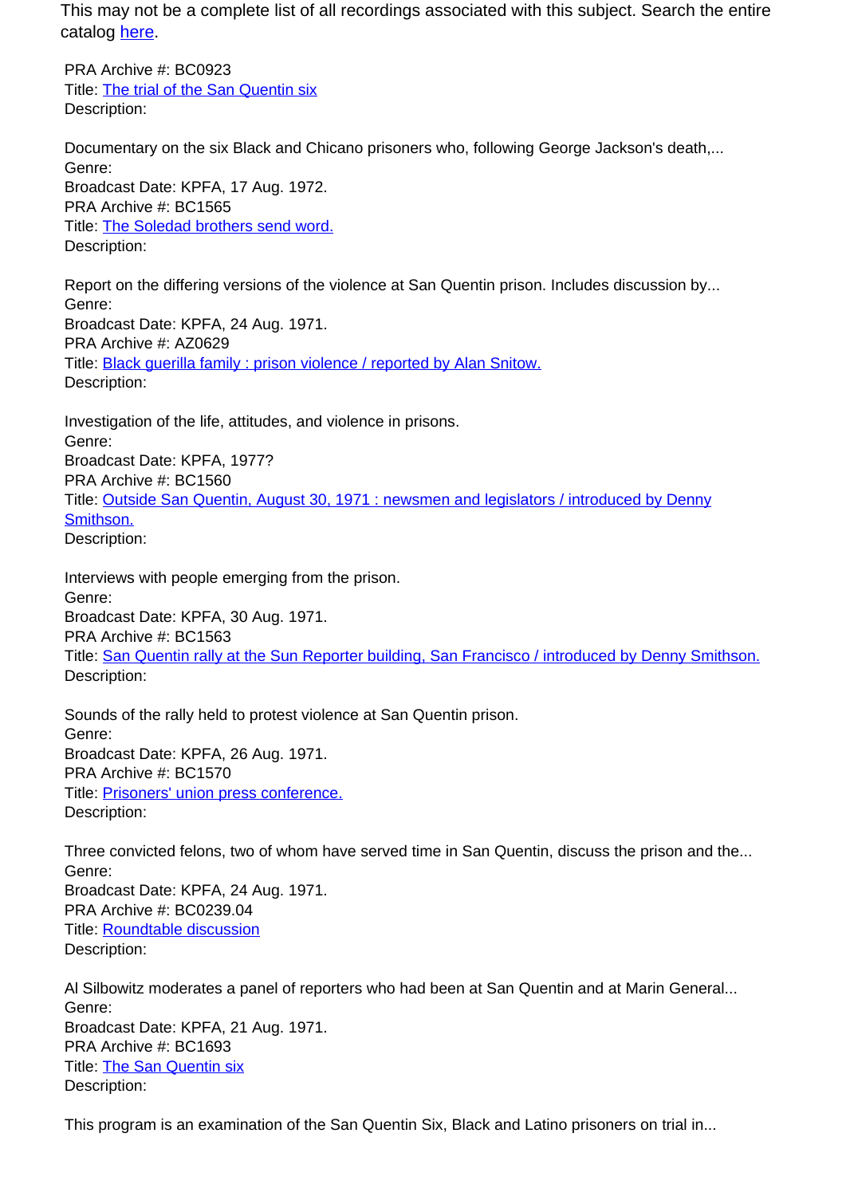This may not be a complete list of all recordings associated with this subject. Search the entire catalog here.

PRA Archive #: BC0923
Title: The trial of the San Quentin six
Description:

Documentary on the six Black and Chicano prisoners who, following George Jackson's death,...
Genre:
Broadcast Date: KPFA, 17 Aug. 1972.

PRA Archive #: BC1565
Title: The Soledad brothers send word.
Description:

Report on the differing versions of the violence at San Quentin prison. Includes discussion by...
Genre:
Broadcast Date: KPFA, 24 Aug. 1971.

PRA Archive #: AZ0629
Title: Black guerilla family : prison violence / reported by Alan Snitow.
Description:

Investigation of the life, attitudes, and violence in prisons.
Genre:
Broadcast Date: KPFA, 1977?

PRA Archive #: BC1560
Title: Outside San Quentin, August 30, 1971 : newsmen and legislators / introduced by Denny Smithson.
Description:

Interviews with people emerging from the prison.
Genre:
Broadcast Date: KPFA, 30 Aug. 1971.

PRA Archive #: BC1563
Title: San Quentin rally at the Sun Reporter building, San Francisco / introduced by Denny Smithson.
Description:

Sounds of the rally held to protest violence at San Quentin prison.
Genre:
Broadcast Date: KPFA, 26 Aug. 1971.

PRA Archive #: BC1570
Title: Prisoners' union press conference.
Description:

Three convicted felons, two of whom have served time in San Quentin, discuss the prison and the...
Genre:
Broadcast Date: KPFA, 24 Aug. 1971.

PRA Archive #: BC0239.04
Title: Roundtable discussion
Description:

Al Silbowitz moderates a panel of reporters who had been at San Quentin and at Marin General...
Genre:
Broadcast Date: KPFA, 21 Aug. 1971.

PRA Archive #: BC1693
Title: The San Quentin six
Description:

This program is an examination of the San Quentin Six, Black and Latino prisoners on trial in...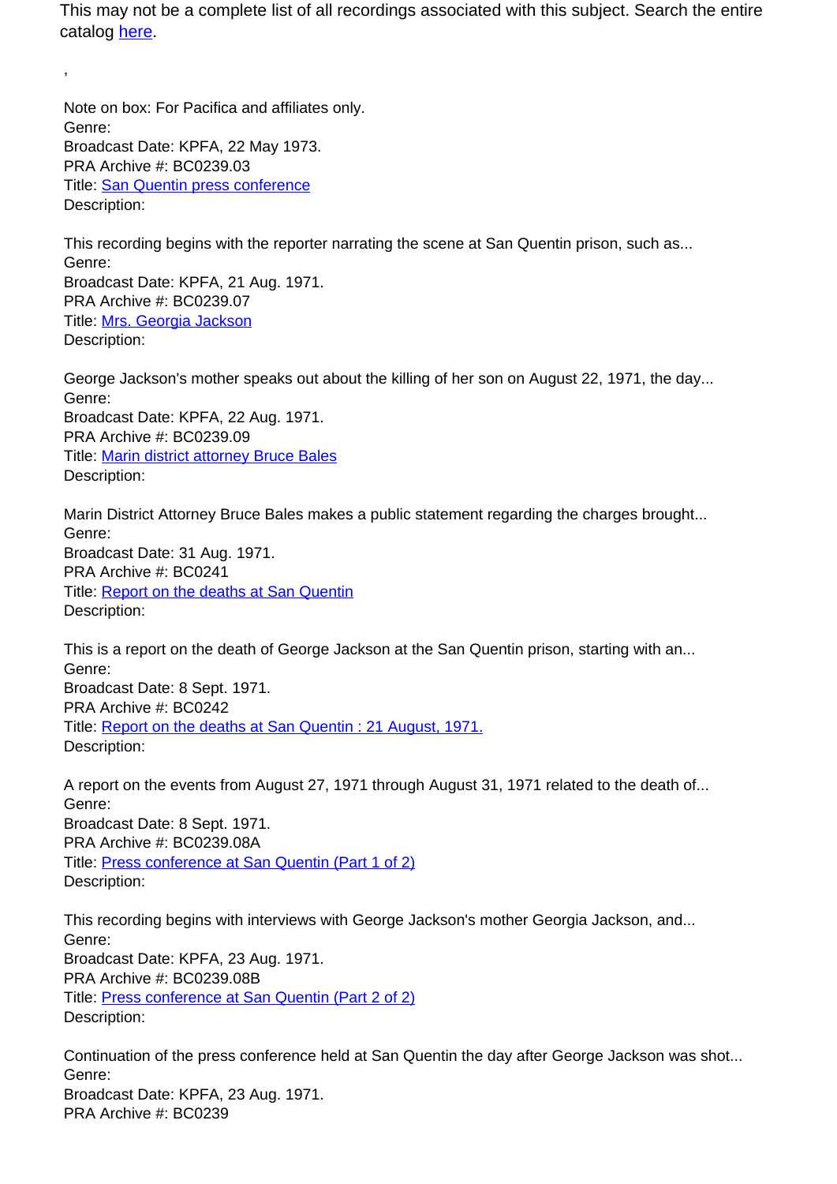This may not be a complete list of all recordings associated with this subject. Search the entire catalog [here](#).

,

Note on box: For Pacifica and affiliates only.
Genre:
Broadcast Date: KPFA, 22 May 1973.
PRA Archive #: BC0239.03
Title: [San Quentin press conference](#)
Description:

This recording begins with the reporter narrating the scene at San Quentin prison, such as...
Genre:
Broadcast Date: KPFA, 21 Aug. 1971.
PRA Archive #: BC0239.07
Title: [Mrs. Georgia Jackson](#)
Description:

George Jackson's mother speaks out about the killing of her son on August 22, 1971, the day...
Genre:
Broadcast Date: KPFA, 22 Aug. 1971.
PRA Archive #: BC0239.09
Title: [Marin district attorney Bruce Bales](#)
Description:

Marin District Attorney Bruce Bales makes a public statement regarding the charges brought...
Genre:
Broadcast Date: 31 Aug. 1971.
PRA Archive #: BC0241
Title: [Report on the deaths at San Quentin](#)
Description:

This is a report on the death of George Jackson at the San Quentin prison, starting with an...
Genre:
Broadcast Date: 8 Sept. 1971.
PRA Archive #: BC0242
Title: [Report on the deaths at San Quentin : 21 August, 1971.](#)
Description:

A report on the events from August 27, 1971 through August 31, 1971 related to the death of...
Genre:
Broadcast Date: 8 Sept. 1971.
PRA Archive #: BC0239.08A
Title: [Press conference at San Quentin (Part 1 of 2)](#)
Description:

This recording begins with interviews with George Jackson's mother Georgia Jackson, and...
Genre:
Broadcast Date: KPFA, 23 Aug. 1971.
PRA Archive #: BC0239.08B
Title: [Press conference at San Quentin (Part 2 of 2)](#)
Description:

Continuation of the press conference held at San Quentin the day after George Jackson was shot...
Genre:
Broadcast Date: KPFA, 23 Aug. 1971.
PRA Archive #: BC0239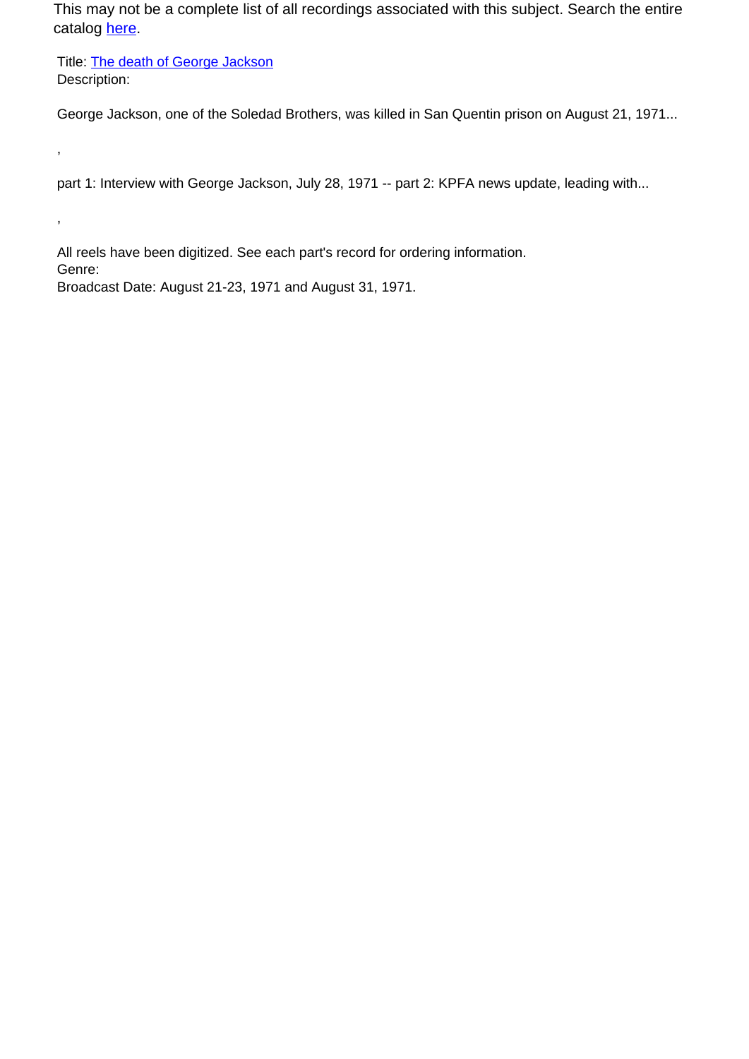This may not be a complete list of all recordings associated with this subject. Search the entire catalog [here](#).

Title: [The death of George Jackson](#)
Description:

George Jackson, one of the Soledad Brothers, was killed in San Quentin prison on August 21, 1971...

,

part 1: Interview with George Jackson, July 28, 1971 -- part 2: KPFA news update, leading with...

,

All reels have been digitized. See each part's record for ordering information.
Genre:
Broadcast Date: August 21-23, 1971 and August 31, 1971.